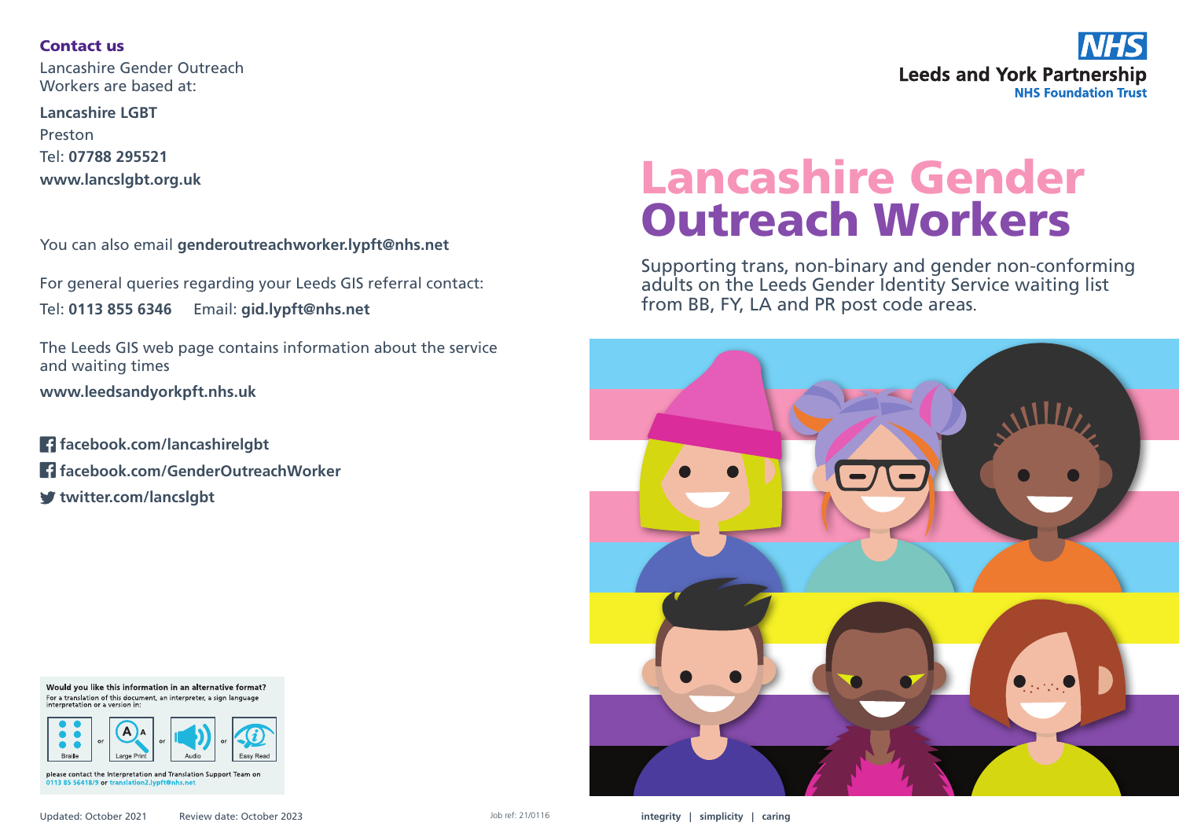**NHS**

**Leeds and York Partnership**
**NHS Foundation Trust**

# Lancashire Gender Outreach Workers

Supporting trans, non-binary and gender non-conforming adults on the Leeds Gender Identity Service waiting list from BB, FY, LA and PR post code areas.

**integrity | simplicity | caring**

## Contact us

Lancashire Gender Outreach Workers are based at:

**Lancashire LGBT**
Preston
Tel: **07788 295521**
**www.lancslgbt.org.uk**

You can also email **genderoutreachworker.lypft@nhs.net**

For general queries regarding your Leeds GIS referral contact:

Tel: **0113 855 6346** Email: **gid.lypft@nhs.net**

The Leeds GIS web page contains information about the service and waiting times

**www.leedsandyorkpft.nhs.uk**

**facebook.com/lancashirelgbt**
**facebook.com/GenderOutreachWorker**
**twitter.com/lancslgbt**

**Would you like this information in an alternative format?**
For a translation of this document, an interpreter, a sign language interpretation or a version in:

Braille or Large Print or Audio or Easy Read

please contact the Interpretation and Translation Support Team on 0113 85 56418/9 or translation2.lypft@nhs.net

Updated: October 2021 Review date: October 2023 Job ref: 21/0116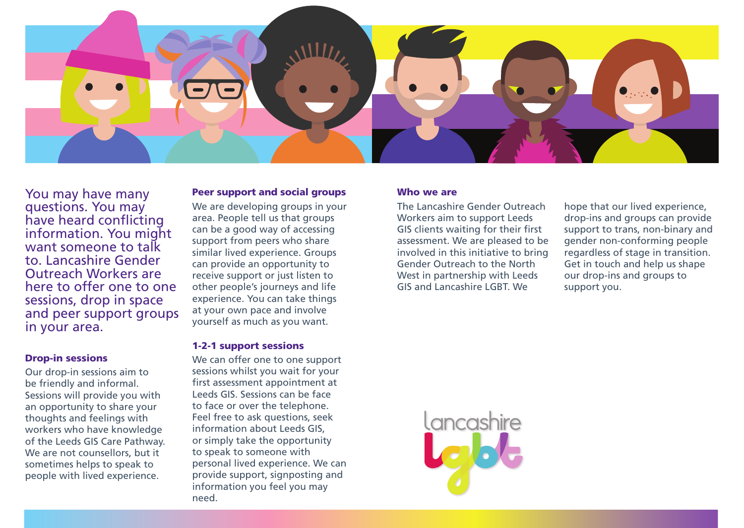You may have many questions. You may have heard conflicting information. You might want someone to talk to. Lancashire Gender Outreach Workers are here to offer one to one sessions, drop in space and peer support groups in your area.

## Drop-in sessions

Our drop-in sessions aim to be friendly and informal. Sessions will provide you with an opportunity to share your thoughts and feelings with workers who have knowledge of the Leeds GIS Care Pathway. We are not counsellors, but it sometimes helps to speak to people with lived experience.

## Peer support and social groups

We are developing groups in your area. People tell us that groups can be a good way of accessing support from peers who share similar lived experience. Groups can provide an opportunity to receive support or just listen to other people's journeys and life experience. You can take things at your own pace and involve yourself as much as you want.

## 1-2-1 support sessions

We can offer one to one support sessions whilst you wait for your first assessment appointment at Leeds GIS. Sessions can be face to face or over the telephone. Feel free to ask questions, seek information about Leeds GIS, or simply take the opportunity to speak to someone with personal lived experience. We can provide support, signposting and information you feel you may need.

## Who we are

The Lancashire Gender Outreach Workers aim to support Leeds GIS clients waiting for their first assessment. We are pleased to be involved in this initiative to bring Gender Outreach to the North West in partnership with Leeds GIS and Lancashire LGBT. We hope that our lived experience, drop-ins and groups can provide support to trans, non-binary and gender non-conforming people regardless of stage in transition. Get in touch and help us shape our drop-ins and groups to support you.

lancashire lgbt